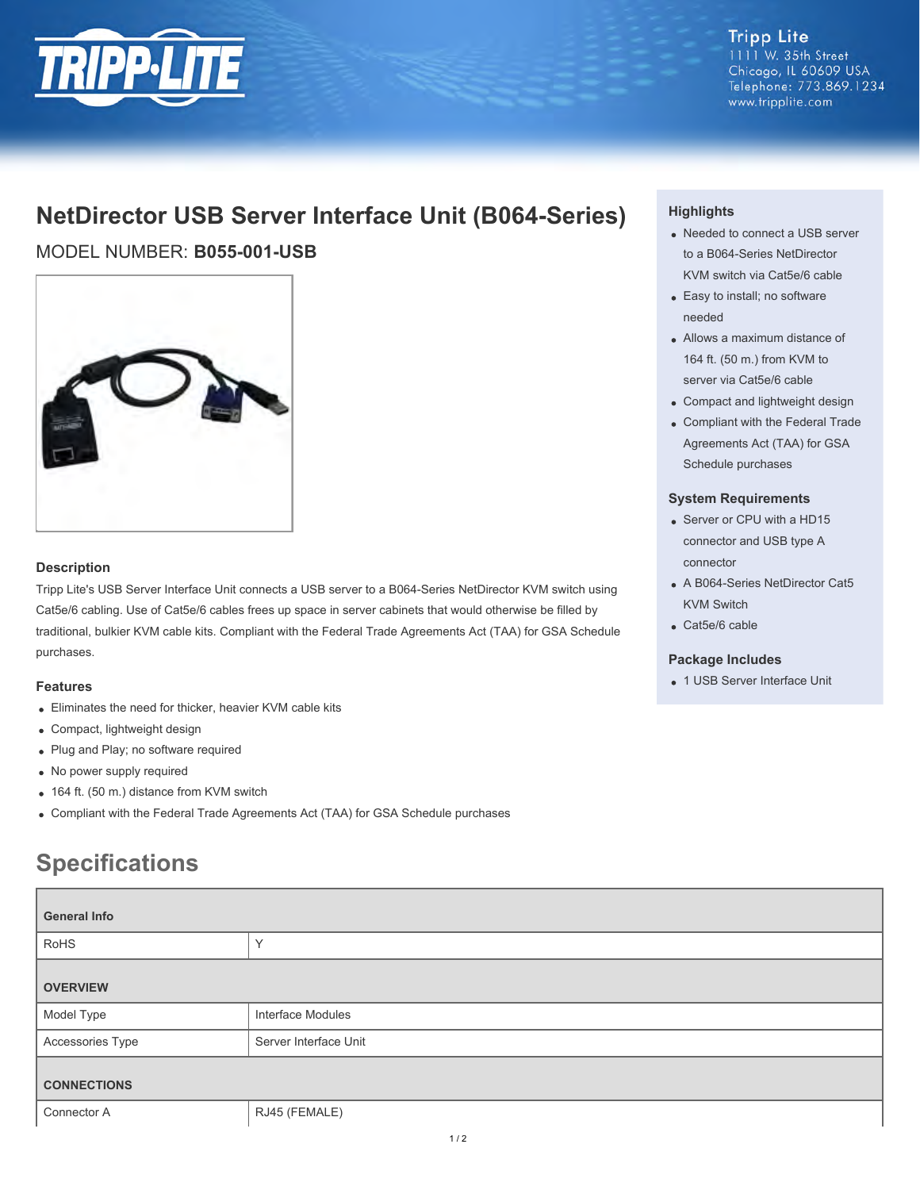Tripp Lite
1111 W. 35th Street
Chicago, IL 60609 USA
Telephone: 773.869.1234
www.tripplite.com

# NetDirector USB Server Interface Unit (B064-Series)

MODEL NUMBER: **B055-001-USB**

## Description

Tripp Lite's USB Server Interface Unit connects a USB server to a B064-Series NetDirector KVM switch using Cat5e/6 cabling. Use of Cat5e/6 cables frees up space in server cabinets that would otherwise be filled by traditional, bulkier KVM cable kits. Compliant with the Federal Trade Agreements Act (TAA) for GSA Schedule purchases.

## Features

- Eliminates the need for thicker, heavier KVM cable kits
- Compact, lightweight design
- Plug and Play; no software required
- No power supply required
- 164 ft. (50 m.) distance from KVM switch
- Compliant with the Federal Trade Agreements Act (TAA) for GSA Schedule purchases

## Highlights

- Needed to connect a USB server to a B064-Series NetDirector KVM switch via Cat5e/6 cable
- Easy to install; no software needed
- Allows a maximum distance of 164 ft. (50 m.) from KVM to server via Cat5e/6 cable
- Compact and lightweight design
- Compliant with the Federal Trade Agreements Act (TAA) for GSA Schedule purchases

## System Requirements

- Server or CPU with a HD15 connector and USB type A connector
- A B064-Series NetDirector Cat5 KVM Switch
- Cat5e/6 cable

## Package Includes

- 1 USB Server Interface Unit

# Specifications

| General Info | |
|---|---|
| RoHS | Y |
| **OVERVIEW** | |
| Model Type | Interface Modules |
| Accessories Type | Server Interface Unit |
| **CONNECTIONS** | |
| Connector A | RJ45 (FEMALE) |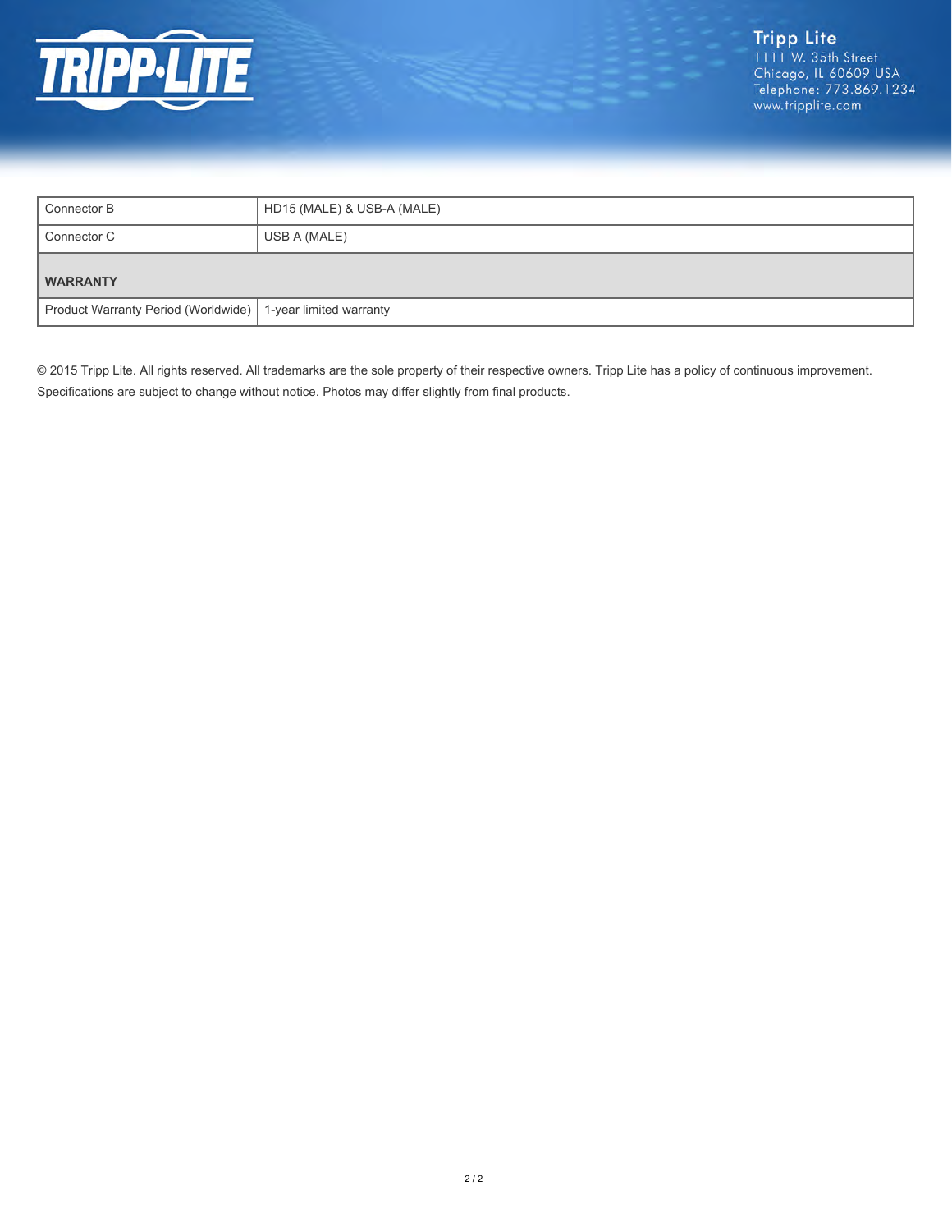| | |
|---|---|
| Connector B | HD15 (MALE) & USB-A (MALE) |
| Connector C | USB A (MALE) |
| **WARRANTY** | |
| Product Warranty Period (Worldwide) | 1-year limited warranty |

© 2015 Tripp Lite. All rights reserved. All trademarks are the sole property of their respective owners. Tripp Lite has a policy of continuous improvement. Specifications are subject to change without notice. Photos may differ slightly from final products.